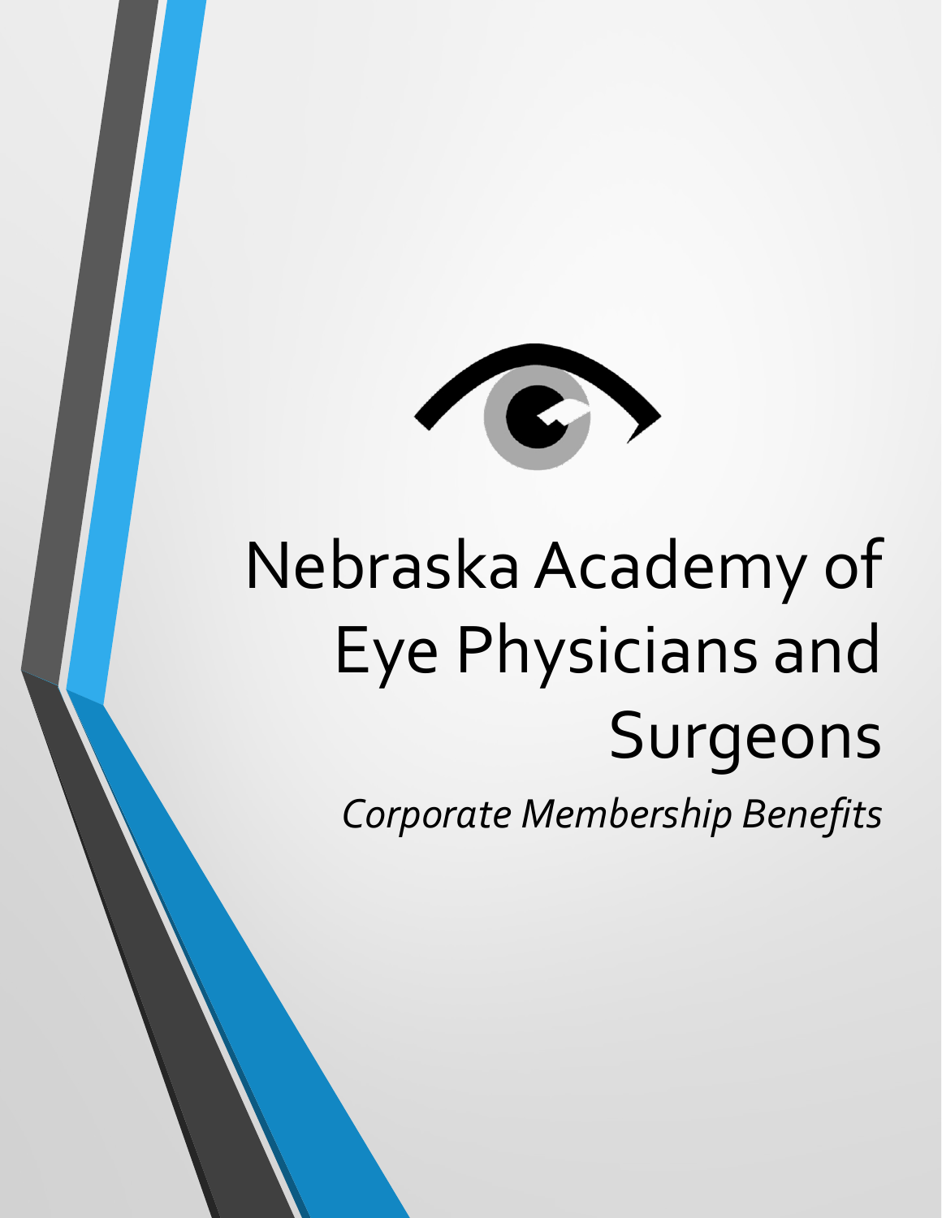# Nebraska Academy of Eye Physicians and Surgeons

*Corporate Membership Benefits*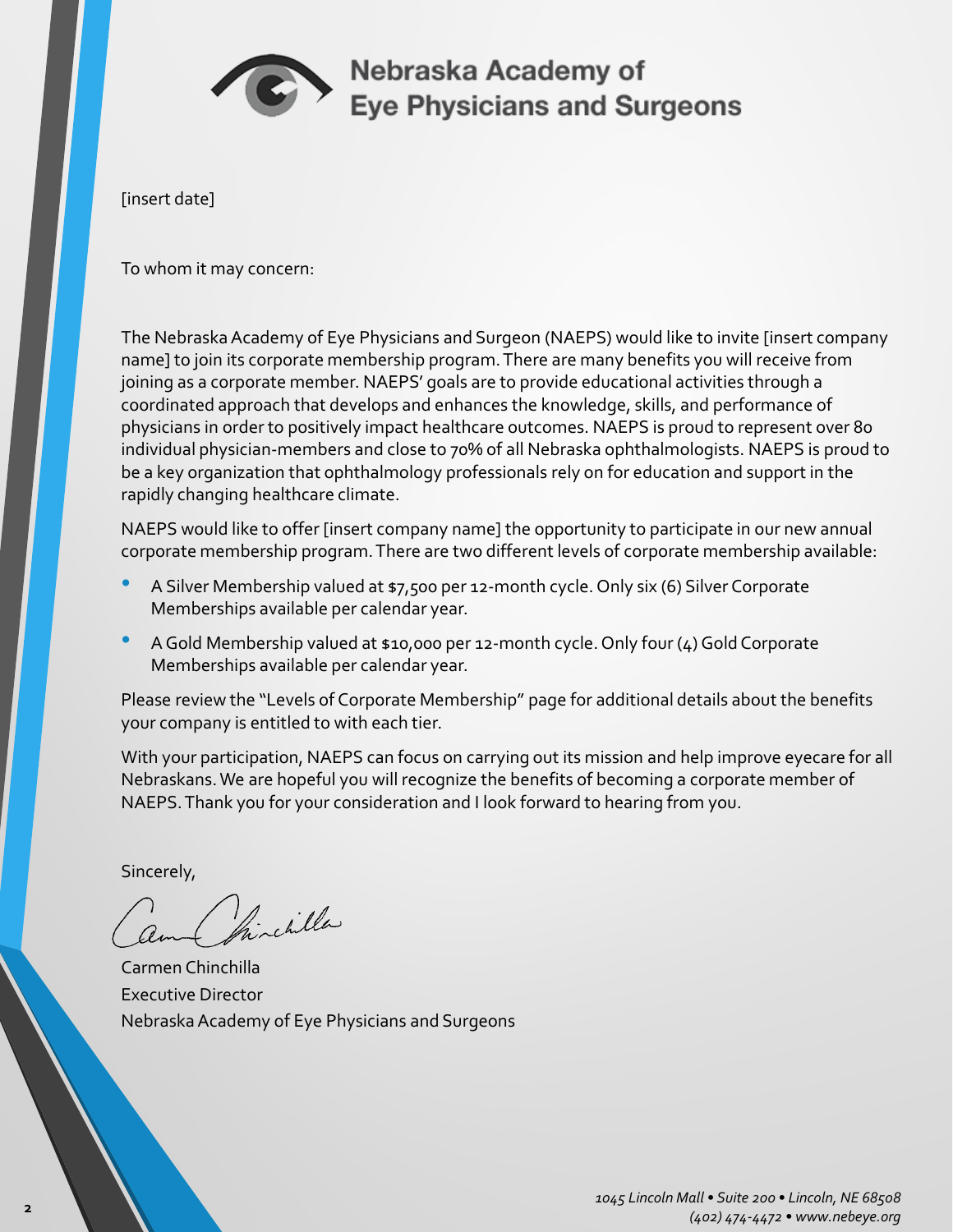# Nebraska Academy of Eye Physicians and Surgeons

[insert date]

To whom it may concern:

The Nebraska Academy of Eye Physicians and Surgeon (NAEPS) would like to invite [insert company name] to join its corporate membership program. There are many benefits you will receive from joining as a corporate member. NAEPS' goals are to provide educational activities through a coordinated approach that develops and enhances the knowledge, skills, and performance of physicians in order to positively impact healthcare outcomes. NAEPS is proud to represent over 80 individual physician-members and close to 70% of all Nebraska ophthalmologists. NAEPS is proud to be a key organization that ophthalmology professionals rely on for education and support in the rapidly changing healthcare climate.

NAEPS would like to offer [insert company name] the opportunity to participate in our new annual corporate membership program. There are two different levels of corporate membership available:

- A Silver Membership valued at $7,500 per 12-month cycle. Only six (6) Silver Corporate Memberships available per calendar year.
- A Gold Membership valued at $10,000 per 12-month cycle. Only four (4) Gold Corporate Memberships available per calendar year.

Please review the "Levels of Corporate Membership" page for additional details about the benefits your company is entitled to with each tier.

With your participation, NAEPS can focus on carrying out its mission and help improve eyecare for all Nebraskans. We are hopeful you will recognize the benefits of becoming a corporate member of NAEPS. Thank you for your consideration and I look forward to hearing from you.

Sincerely,

Carmen Chinchilla
Executive Director
Nebraska Academy of Eye Physicians and Surgeons

*1045 Lincoln Mall • Suite 200 • Lincoln, NE 68508*
*(402) 474-4472 • www.nebeye.org*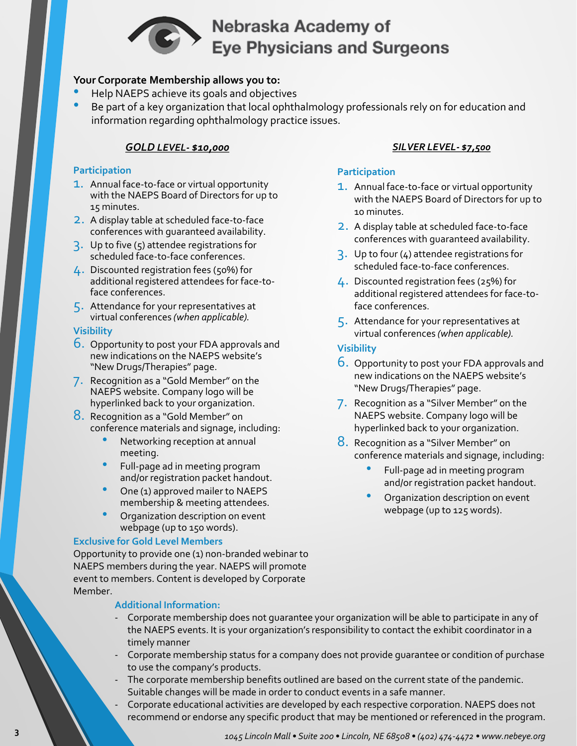# Nebraska Academy of Eye Physicians and Surgeons

**Your Corporate Membership allows you to:**

- Help NAEPS achieve its goals and objectives
- Be part of a key organization that local ophthalmology professionals rely on for education and information regarding ophthalmology practice issues.

## *GOLD LEVEL- $10,000*

### Participation

1. Annual face-to-face or virtual opportunity with the NAEPS Board of Directors for up to 15 minutes.
2. A display table at scheduled face-to-face conferences with guaranteed availability.
3. Up to five (5) attendee registrations for scheduled face-to-face conferences.
4. Discounted registration fees (50%) for additional registered attendees for face-to-face conferences.
5. Attendance for your representatives at virtual conferences *(when applicable).*

### Visibility

6. Opportunity to post your FDA approvals and new indications on the NAEPS website's "New Drugs/Therapies" page.
7. Recognition as a "Gold Member" on the NAEPS website. Company logo will be hyperlinked back to your organization.
8. Recognition as a "Gold Member" on conference materials and signage, including:
   - Networking reception at annual meeting.
   - Full-page ad in meeting program and/or registration packet handout.
   - One (1) approved mailer to NAEPS membership & meeting attendees.
   - Organization description on event webpage (up to 150 words).

### Exclusive for Gold Level Members

Opportunity to provide one (1) non-branded webinar to NAEPS members during the year. NAEPS will promote event to members. Content is developed by Corporate Member.

## *SILVER LEVEL- $7,500*

### Participation

1. Annual face-to-face or virtual opportunity with the NAEPS Board of Directors for up to 10 minutes.
2. A display table at scheduled face-to-face conferences with guaranteed availability.
3. Up to four (4) attendee registrations for scheduled face-to-face conferences.
4. Discounted registration fees (25%) for additional registered attendees for face-to-face conferences.
5. Attendance for your representatives at virtual conferences *(when applicable).*

### Visibility

6. Opportunity to post your FDA approvals and new indications on the NAEPS website's "New Drugs/Therapies" page.
7. Recognition as a "Silver Member" on the NAEPS website. Company logo will be hyperlinked back to your organization.
8. Recognition as a "Silver Member" on conference materials and signage, including:
   - Full-page ad in meeting program and/or registration packet handout.
   - Organization description on event webpage (up to 125 words).

### Additional Information:

- Corporate membership does not guarantee your organization will be able to participate in any of the NAEPS events. It is your organization's responsibility to contact the exhibit coordinator in a timely manner
- Corporate membership status for a company does not provide guarantee or condition of purchase to use the company's products.
- The corporate membership benefits outlined are based on the current state of the pandemic. Suitable changes will be made in order to conduct events in a safe manner.
- Corporate educational activities are developed by each respective corporation. NAEPS does not recommend or endorse any specific product that may be mentioned or referenced in the program.

*1045 Lincoln Mall • Suite 200 • Lincoln, NE 68508 • (402) 474-4472 • www.nebeye.org*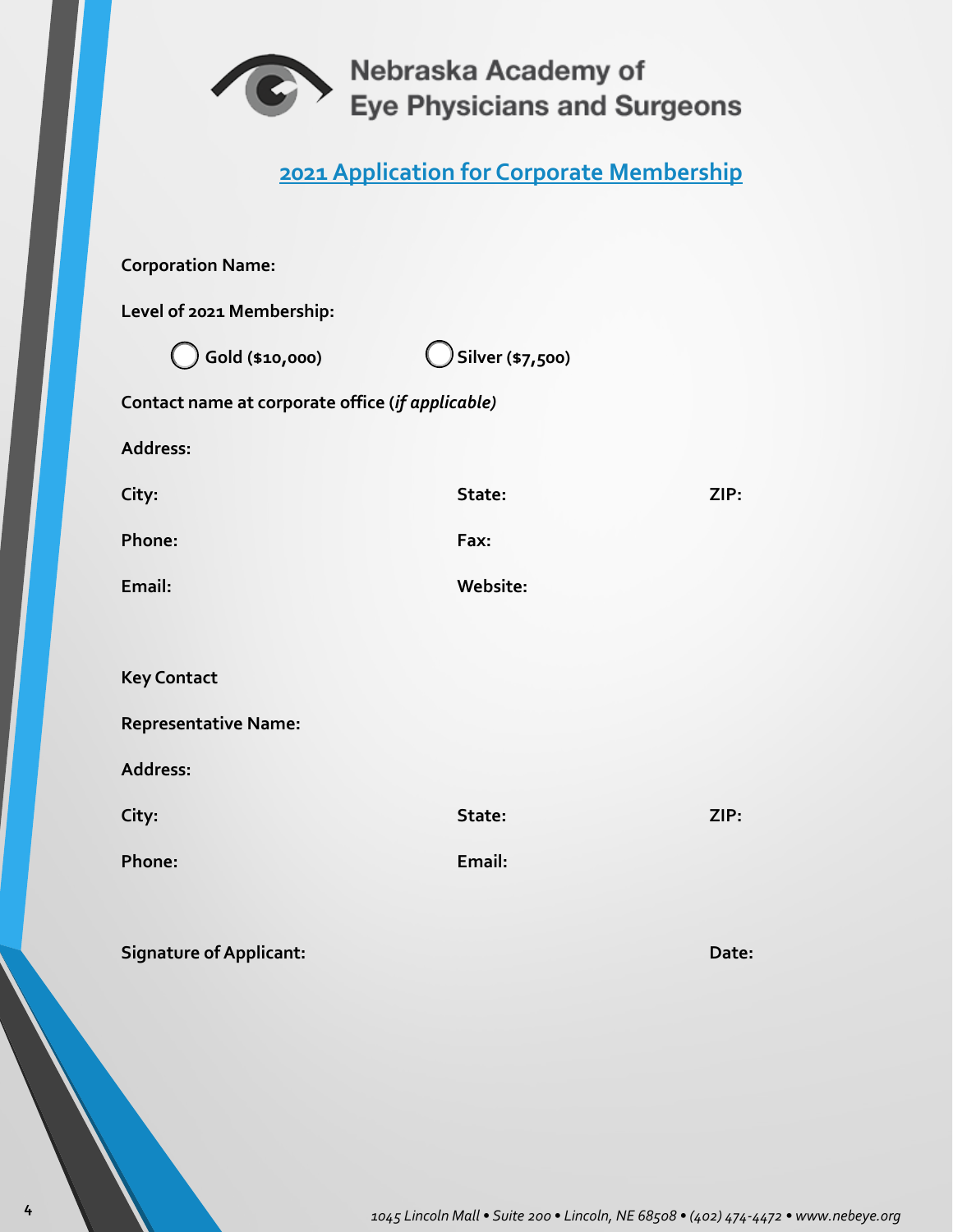Nebraska Academy of Eye Physicians and Surgeons

## 2021 Application for Corporate Membership

**Corporation Name:**

**Level of 2021 Membership:**

◯ **Gold ($10,000)** ◯ **Silver ($7,500)**

**Contact name at corporate office (*if applicable)***

**Address:**

**City:** **State:** **ZIP:**

**Phone:** **Fax:**

**Email:** **Website:**

**Key Contact**

**Representative Name:**

**Address:**

**City:** **State:** **ZIP:**

**Phone:** **Email:**

**Signature of Applicant:** **Date:**

*1045 Lincoln Mall • Suite 200 • Lincoln, NE 68508 • (402) 474-4472 • www.nebeye.org*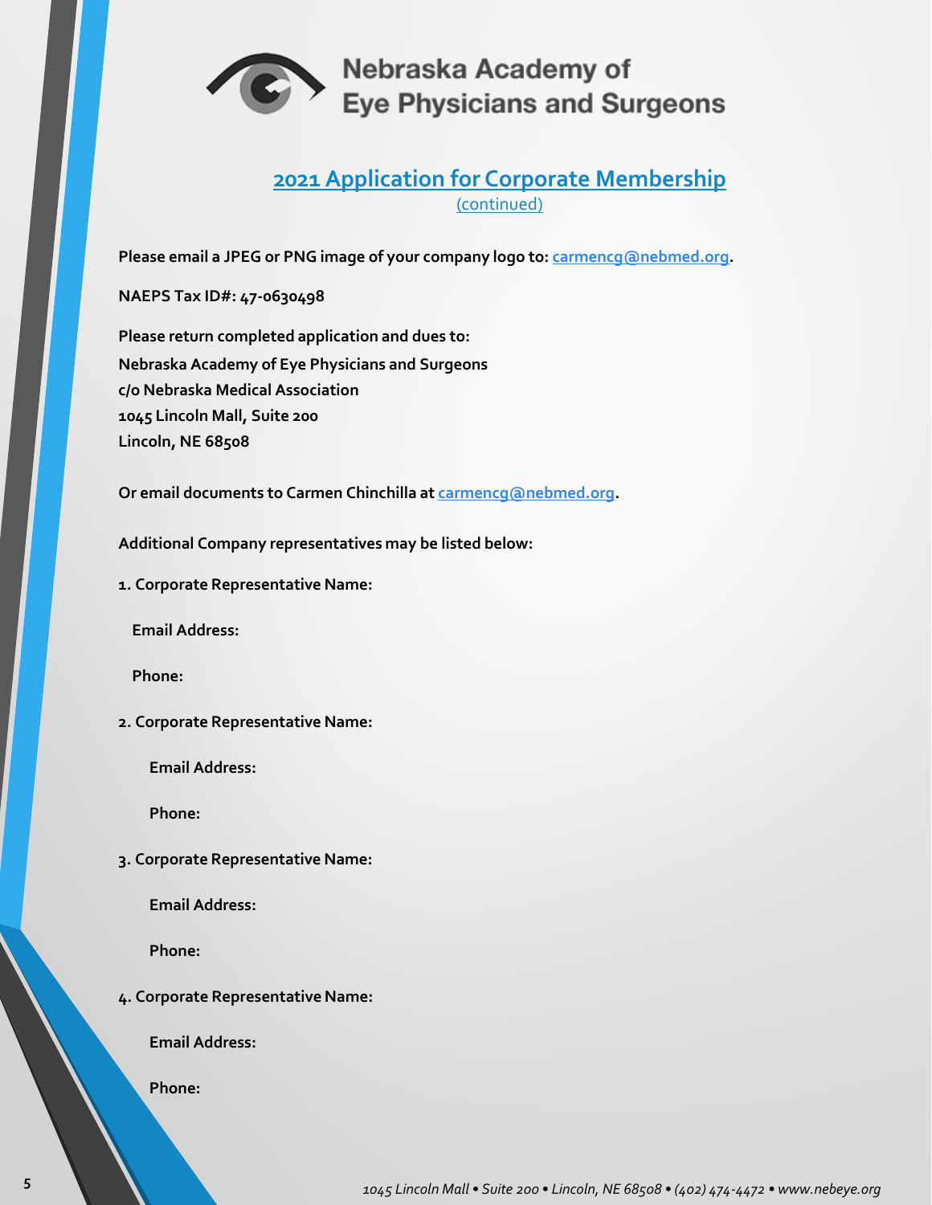Nebraska Academy of Eye Physicians and Surgeons

## 2021 Application for Corporate Membership

(continued)

**Please email a JPEG or PNG image of your company logo to: carmencg@nebmed.org.**

**NAEPS Tax ID#: 47-0630498**

**Please return completed application and dues to:**
**Nebraska Academy of Eye Physicians and Surgeons**
**c/o Nebraska Medical Association**
**1045 Lincoln Mall, Suite 200**
**Lincoln, NE 68508**

**Or email documents to Carmen Chinchilla at carmencg@nebmed.org.**

**Additional Company representatives may be listed below:**

**1. Corporate Representative Name:**

**Email Address:**

**Phone:**

**2. Corporate Representative Name:**

**Email Address:**

**Phone:**

**3. Corporate Representative Name:**

**Email Address:**

**Phone:**

**4. Corporate Representative Name:**

**Email Address:**

**Phone:**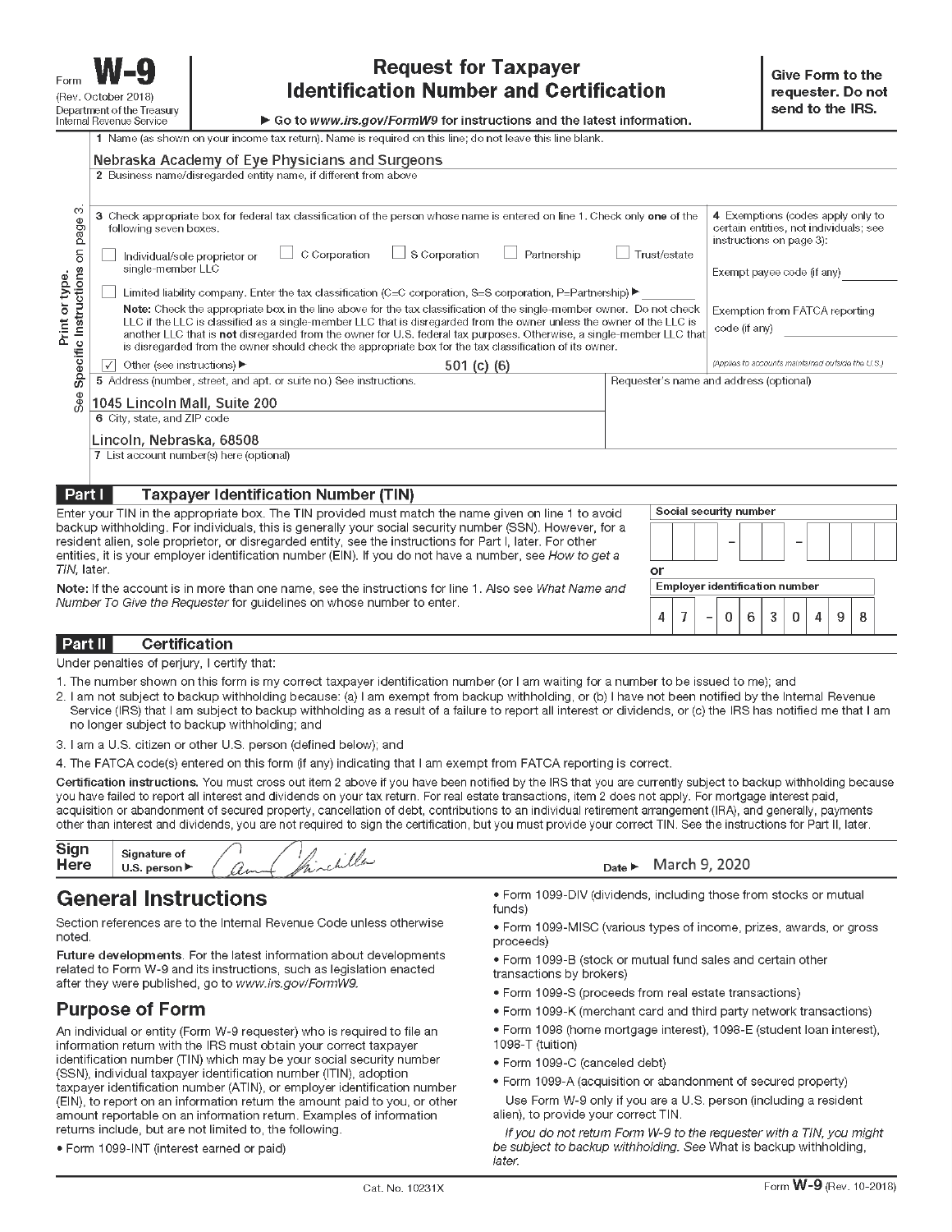Form **W-9** (Rev. October 2018) Department of the Treasury Internal Revenue Service

# Request for Taxpayer Identification Number and Certification

▶ Go to *www.irs.gov/FormW9* for instructions and the latest information.

**Give Form to the requester. Do not send to the IRS.**

Print or type. See Specific Instructions on page 3.

1 Name (as shown on your income tax return). Name is required on this line; do not leave this line blank.

Nebraska Academy of Eye Physicians and Surgeons

2 Business name/disregarded entity name, if different from above

3 Check appropriate box for federal tax classification of the person whose name is entered on line 1. Check only **one** of the following seven boxes.

☐ Individual/sole proprietor or single-member LLC ☐ C Corporation ☐ S Corporation ☐ Partnership ☐ Trust/estate

☐ Limited liability company. Enter the tax classification (C=C corporation, S=S corporation, P=Partnership) ▶

**Note:** Check the appropriate box in the line above for the tax classification of the single-member owner. Do not check LLC if the LLC is classified as a single-member LLC that is disregarded from the owner unless the owner of the LLC is another LLC that is **not** disregarded from the owner for U.S. federal tax purposes. Otherwise, a single-member LLC that is disregarded from the owner should check the appropriate box for the tax classification of its owner.

☑ Other (see instructions) ▶ 501 (c) (6)

4 Exemptions (codes apply only to certain entities, not individuals; see instructions on page 3):

Exempt payee code (if any)

Exemption from FATCA reporting code (if any)

*(Applies to accounts maintained outside the U.S.)*

5 Address (number, street, and apt. or suite no.) See instructions.

1045 Lincoln Mall, Suite 200

Requester's name and address (optional)

6 City, state, and ZIP code

Lincoln, Nebraska, 68508

7 List account number(s) here (optional)

## Part I Taxpayer Identification Number (TIN)

Enter your TIN in the appropriate box. The TIN provided must match the name given on line 1 to avoid backup withholding. For individuals, this is generally your social security number (SSN). However, for a resident alien, sole proprietor, or disregarded entity, see the instructions for Part I, later. For other entities, it is your employer identification number (EIN). If you do not have a number, see *How to get a TIN,* later.

**Note:** If the account is in more than one name, see the instructions for line 1. Also see *What Name and Number To Give the Requester* for guidelines on whose number to enter.

**Social security number**

\_\_\_ – \_\_ – \_\_\_\_

or

**Employer identification number**

47 – 0630498

## Part II Certification

Under penalties of perjury, I certify that:

1. The number shown on this form is my correct taxpayer identification number (or I am waiting for a number to be issued to me); and
2. I am not subject to backup withholding because: (a) I am exempt from backup withholding, or (b) I have not been notified by the Internal Revenue Service (IRS) that I am subject to backup withholding as a result of a failure to report all interest or dividends, or (c) the IRS has notified me that I am no longer subject to backup withholding; and
3. I am a U.S. citizen or other U.S. person (defined below); and
4. The FATCA code(s) entered on this form (if any) indicating that I am exempt from FATCA reporting is correct.

**Certification instructions.** You must cross out item 2 above if you have been notified by the IRS that you are currently subject to backup withholding because you have failed to report all interest and dividends on your tax return. For real estate transactions, item 2 does not apply. For mortgage interest paid, acquisition or abandonment of secured property, cancellation of debt, contributions to an individual retirement arrangement (IRA), and generally, payments other than interest and dividends, you are not required to sign the certification, but you must provide your correct TIN. See the instructions for Part II, later.

**Sign Here** Signature of U.S. person ▶ [signature] Date ▶ March 9, 2020

## General Instructions

Section references are to the Internal Revenue Code unless otherwise noted.

**Future developments.** For the latest information about developments related to Form W-9 and its instructions, such as legislation enacted after they were published, go to *www.irs.gov/FormW9.*

## Purpose of Form

An individual or entity (Form W-9 requester) who is required to file an information return with the IRS must obtain your correct taxpayer identification number (TIN) which may be your social security number (SSN), individual taxpayer identification number (ITIN), adoption taxpayer identification number (ATIN), or employer identification number (EIN), to report on an information return the amount paid to you, or other amount reportable on an information return. Examples of information returns include, but are not limited to, the following.

- Form 1099-INT (interest earned or paid)
- Form 1099-DIV (dividends, including those from stocks or mutual funds)
- Form 1099-MISC (various types of income, prizes, awards, or gross proceeds)
- Form 1099-B (stock or mutual fund sales and certain other transactions by brokers)
- Form 1099-S (proceeds from real estate transactions)
- Form 1099-K (merchant card and third party network transactions)
- Form 1098 (home mortgage interest), 1098-E (student loan interest), 1098-T (tuition)
- Form 1099-C (canceled debt)
- Form 1099-A (acquisition or abandonment of secured property)

Use Form W-9 only if you are a U.S. person (including a resident alien), to provide your correct TIN.

*If you do not return Form W-9 to the requester with a TIN, you might be subject to backup withholding. See* What is backup withholding, *later.*

Cat. No. 10231X Form **W-9** (Rev. 10-2018)